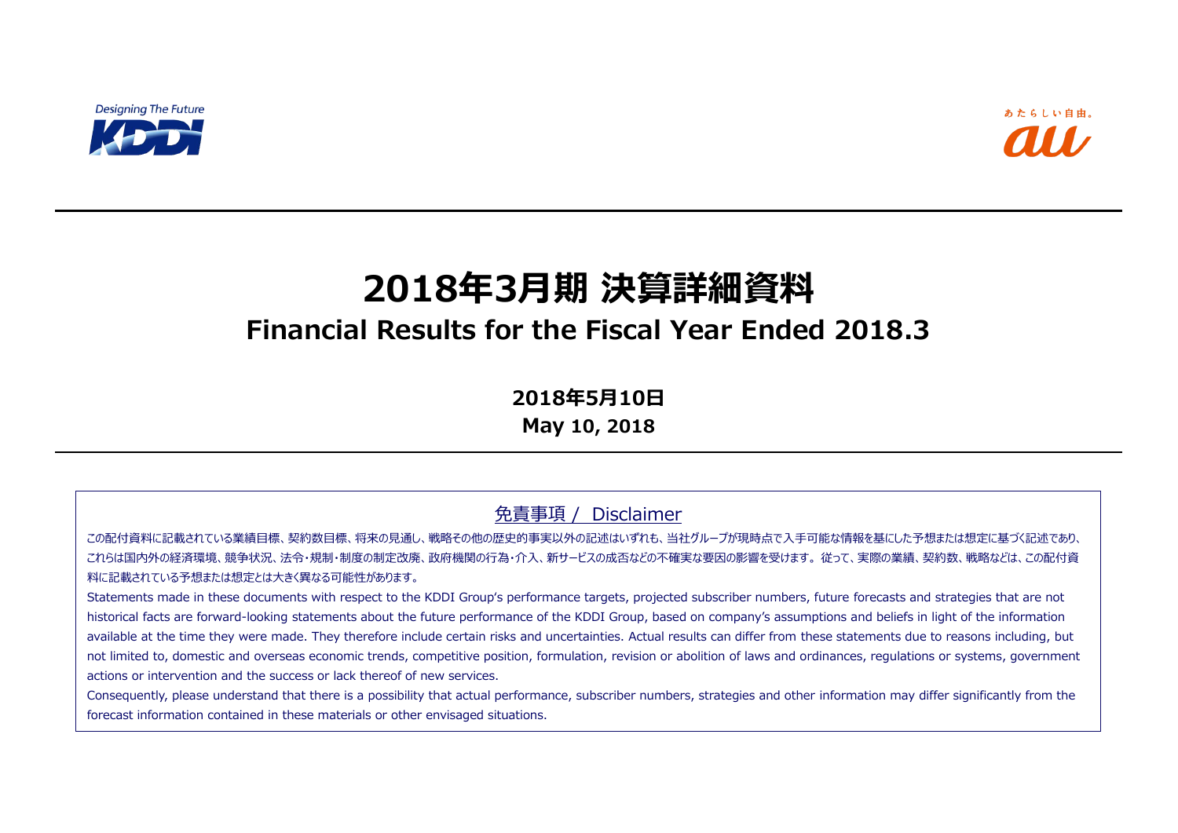Designing The Future

KDDI

あたらしい自由。

au

# 2018年3月期 決算詳細資料

# Financial Results for the Fiscal Year Ended 2018.3

**2018年5月10日**

**May 10, 2018**

## 免責事項 / Disclaimer

この配付資料に記載されている業績目標、契約数目標、将来の見通し、戦略その他の歴史的事実以外の記述はいずれも、当社グループが現時点で入手可能な情報を基にした予想または想定に基づく記述であり、これらは国内外の経済環境、競争状況、法令・規制・制度の制定改廃、政府機関の行為・介入、新サービスの成否などの不確実な要因の影響を受けます。従って、実際の業績、契約数、戦略などは、この配付資料に記載されている予想または想定とは大きく異なる可能性があります。

Statements made in these documents with respect to the KDDI Group's performance targets, projected subscriber numbers, future forecasts and strategies that are not historical facts are forward-looking statements about the future performance of the KDDI Group, based on company's assumptions and beliefs in light of the information available at the time they were made. They therefore include certain risks and uncertainties. Actual results can differ from these statements due to reasons including, but not limited to, domestic and overseas economic trends, competitive position, formulation, revision or abolition of laws and ordinances, regulations or systems, government actions or intervention and the success or lack thereof of new services.

Consequently, please understand that there is a possibility that actual performance, subscriber numbers, strategies and other information may differ significantly from the forecast information contained in these materials or other envisaged situations.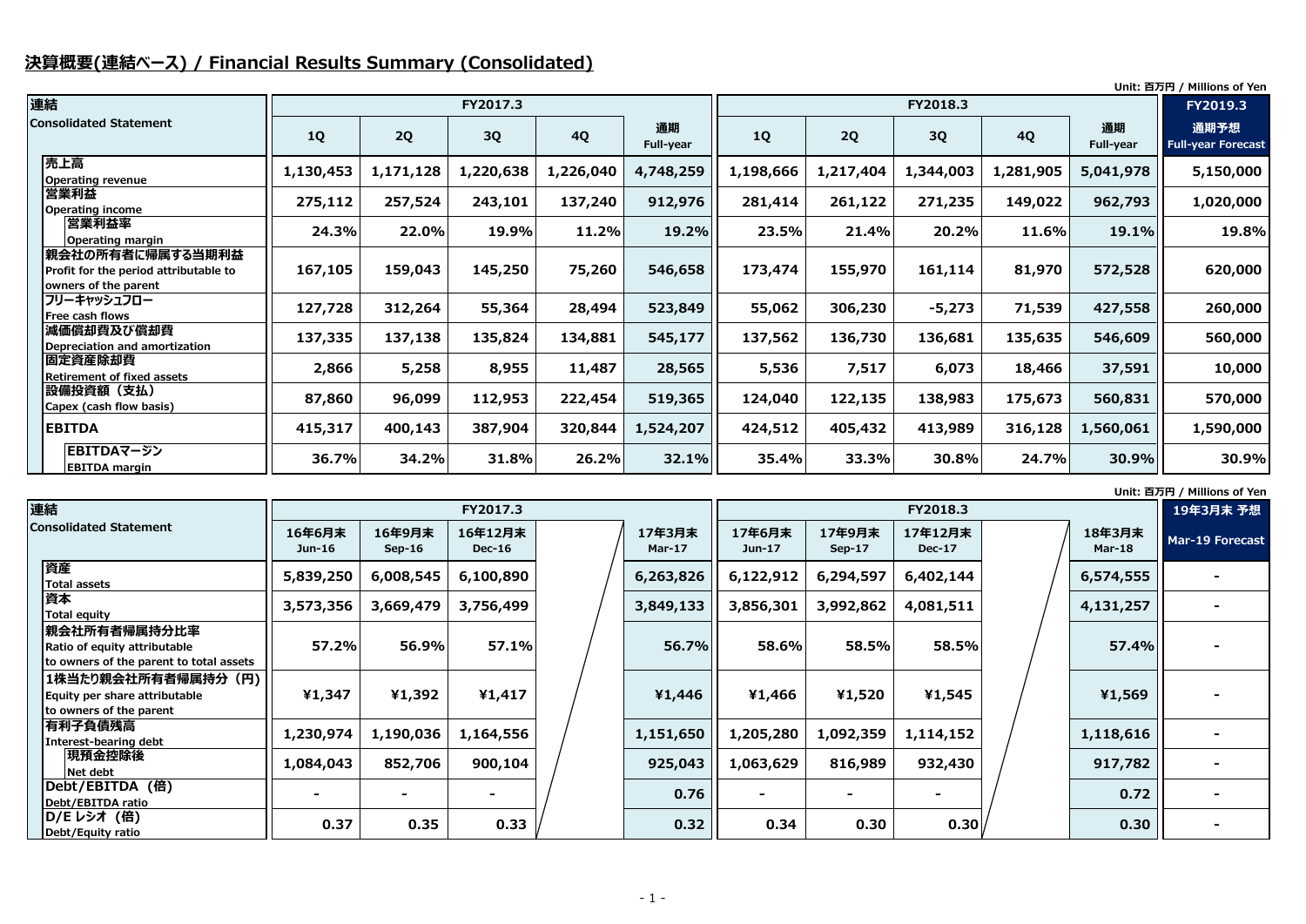# 決算概要(連結ベース) / Financial Results Summary (Consolidated)

Unit: 百万円 / Millions of Yen

| 連結 Consolidated Statement | FY2017.3 1Q | FY2017.3 2Q | FY2017.3 3Q | FY2017.3 4Q | FY2017.3 通期 Full-year | FY2018.3 1Q | FY2018.3 2Q | FY2018.3 3Q | FY2018.3 4Q | FY2018.3 通期 Full-year | FY2019.3 通期予想 Full-year Forecast |
|---|---|---|---|---|---|---|---|---|---|---|---|
| 売上高 Operating revenue | 1,130,453 | 1,171,128 | 1,220,638 | 1,226,040 | 4,748,259 | 1,198,666 | 1,217,404 | 1,344,003 | 1,281,905 | 5,041,978 | 5,150,000 |
| 営業利益 Operating income | 275,112 | 257,524 | 243,101 | 137,240 | 912,976 | 281,414 | 261,122 | 271,235 | 149,022 | 962,793 | 1,020,000 |
| 営業利益率 Operating margin | 24.3% | 22.0% | 19.9% | 11.2% | 19.2% | 23.5% | 21.4% | 20.2% | 11.6% | 19.1% | 19.8% |
| 親会社の所有者に帰属する当期利益 Profit for the period attributable to owners of the parent | 167,105 | 159,043 | 145,250 | 75,260 | 546,658 | 173,474 | 155,970 | 161,114 | 81,970 | 572,528 | 620,000 |
| フリーキャッシュフロー Free cash flows | 127,728 | 312,264 | 55,364 | 28,494 | 523,849 | 55,062 | 306,230 | -5,273 | 71,539 | 427,558 | 260,000 |
| 減価償却費及び償却費 Depreciation and amortization | 137,335 | 137,138 | 135,824 | 134,881 | 545,177 | 137,562 | 136,730 | 136,681 | 135,635 | 546,609 | 560,000 |
| 固定資産除却費 Retirement of fixed assets | 2,866 | 5,258 | 8,955 | 11,487 | 28,565 | 5,536 | 7,517 | 6,073 | 18,466 | 37,591 | 10,000 |
| 設備投資額（支払） Capex (cash flow basis) | 87,860 | 96,099 | 112,953 | 222,454 | 519,365 | 124,040 | 122,135 | 138,983 | 175,673 | 560,831 | 570,000 |
| EBITDA | 415,317 | 400,143 | 387,904 | 320,844 | 1,524,207 | 424,512 | 405,432 | 413,989 | 316,128 | 1,560,061 | 1,590,000 |
| EBITDAマージン EBITDA margin | 36.7% | 34.2% | 31.8% | 26.2% | 32.1% | 35.4% | 33.3% | 30.8% | 24.7% | 30.9% | 30.9% |

Unit: 百万円 / Millions of Yen

| 連結 Consolidated Statement | FY2017.3 16年6月末 Jun-16 | FY2017.3 16年9月末 Sep-16 | FY2017.3 16年12月末 Dec-16 | | FY2017.3 17年3月末 Mar-17 | FY2018.3 17年6月末 Jun-17 | FY2018.3 17年9月末 Sep-17 | FY2018.3 17年12月末 Dec-17 | | FY2018.3 18年3月末 Mar-18 | 19年3月末 予想 Mar-19 Forecast |
|---|---|---|---|---|---|---|---|---|---|---|---|
| 資産 Total assets | 5,839,250 | 6,008,545 | 6,100,890 | | 6,263,826 | 6,122,912 | 6,294,597 | 6,402,144 | | 6,574,555 | - |
| 資本 Total equity | 3,573,356 | 3,669,479 | 3,756,499 | | 3,849,133 | 3,856,301 | 3,992,862 | 4,081,511 | | 4,131,257 | - |
| 親会社所有者帰属持分比率 Ratio of equity attributable to owners of the parent to total assets | 57.2% | 56.9% | 57.1% | | 56.7% | 58.6% | 58.5% | 58.5% | | 57.4% | - |
| 1株当たり親会社所有者帰属持分（円） Equity per share attributable to owners of the parent | ¥1,347 | ¥1,392 | ¥1,417 | | ¥1,446 | ¥1,466 | ¥1,520 | ¥1,545 | | ¥1,569 | - |
| 有利子負債残高 Interest-bearing debt | 1,230,974 | 1,190,036 | 1,164,556 | | 1,151,650 | 1,205,280 | 1,092,359 | 1,114,152 | | 1,118,616 | - |
| 現預金控除後 Net debt | 1,084,043 | 852,706 | 900,104 | | 925,043 | 1,063,629 | 816,989 | 932,430 | | 917,782 | - |
| Debt/EBITDA（倍） Debt/EBITDA ratio | - | - | - | | 0.76 | - | - | - | | 0.72 | - |
| D/E レシオ（倍） Debt/Equity ratio | 0.37 | 0.35 | 0.33 | | 0.32 | 0.34 | 0.30 | 0.30 | | 0.30 | - |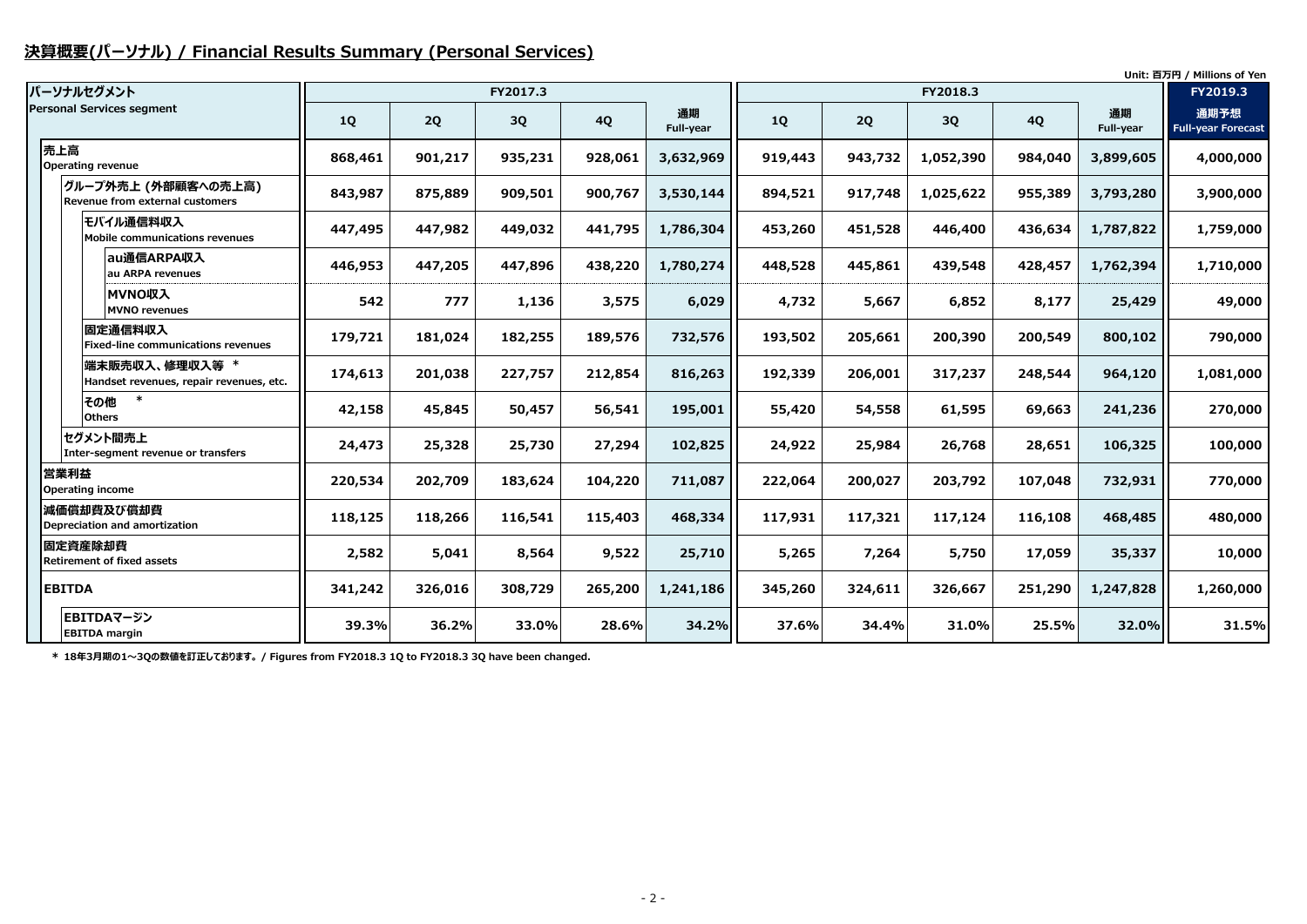## 決算概要(パーソナル) / Financial Results Summary (Personal Services)

Unit: 百万円 / Millions of Yen

| パーソナルセグメント Personal Services segment | FY2017.3 | | | | | FY2018.3 | | | | | FY2019.3 |
|---|---|---|---|---|---|---|---|---|---|---|---|
| | 1Q | 2Q | 3Q | 4Q | 通期 Full-year | 1Q | 2Q | 3Q | 4Q | 通期 Full-year | 通期予想 Full-year Forecast |
| 売上高 Operating revenue | 868,461 | 901,217 | 935,231 | 928,061 | 3,632,969 | 919,443 | 943,732 | 1,052,390 | 984,040 | 3,899,605 | 4,000,000 |
| グループ外売上 (外部顧客への売上高) Revenue from external customers | 843,987 | 875,889 | 909,501 | 900,767 | 3,530,144 | 894,521 | 917,748 | 1,025,622 | 955,389 | 3,793,280 | 3,900,000 |
| モバイル通信料収入 Mobile communications revenues | 447,495 | 447,982 | 449,032 | 441,795 | 1,786,304 | 453,260 | 451,528 | 446,400 | 436,634 | 1,787,822 | 1,759,000 |
| au通信ARPA収入 au ARPA revenues | 446,953 | 447,205 | 447,896 | 438,220 | 1,780,274 | 448,528 | 445,861 | 439,548 | 428,457 | 1,762,394 | 1,710,000 |
| MVNO収入 MVNO revenues | 542 | 777 | 1,136 | 3,575 | 6,029 | 4,732 | 5,667 | 6,852 | 8,177 | 25,429 | 49,000 |
| 固定通信料収入 Fixed-line communications revenues | 179,721 | 181,024 | 182,255 | 189,576 | 732,576 | 193,502 | 205,661 | 200,390 | 200,549 | 800,102 | 790,000 |
| 端末販売収入、修理収入等 * Handset revenues, repair revenues, etc. | 174,613 | 201,038 | 227,757 | 212,854 | 816,263 | 192,339 | 206,001 | 317,237 | 248,544 | 964,120 | 1,081,000 |
| その他 * Others | 42,158 | 45,845 | 50,457 | 56,541 | 195,001 | 55,420 | 54,558 | 61,595 | 69,663 | 241,236 | 270,000 |
| セグメント間売上 Inter-segment revenue or transfers | 24,473 | 25,328 | 25,730 | 27,294 | 102,825 | 24,922 | 25,984 | 26,768 | 28,651 | 106,325 | 100,000 |
| 営業利益 Operating income | 220,534 | 202,709 | 183,624 | 104,220 | 711,087 | 222,064 | 200,027 | 203,792 | 107,048 | 732,931 | 770,000 |
| 減価償却費及び償却費 Depreciation and amortization | 118,125 | 118,266 | 116,541 | 115,403 | 468,334 | 117,931 | 117,321 | 117,124 | 116,108 | 468,485 | 480,000 |
| 固定資産除却費 Retirement of fixed assets | 2,582 | 5,041 | 8,564 | 9,522 | 25,710 | 5,265 | 7,264 | 5,750 | 17,059 | 35,337 | 10,000 |
| EBITDA | 341,242 | 326,016 | 308,729 | 265,200 | 1,241,186 | 345,260 | 324,611 | 326,667 | 251,290 | 1,247,828 | 1,260,000 |
| EBITDAマージン EBITDA margin | 39.3% | 36.2% | 33.0% | 28.6% | 34.2% | 37.6% | 34.4% | 31.0% | 25.5% | 32.0% | 31.5% |

* 18年3月期の1～3Qの数値を訂正しております。/ Figures from FY2018.3 1Q to FY2018.3 3Q have been changed.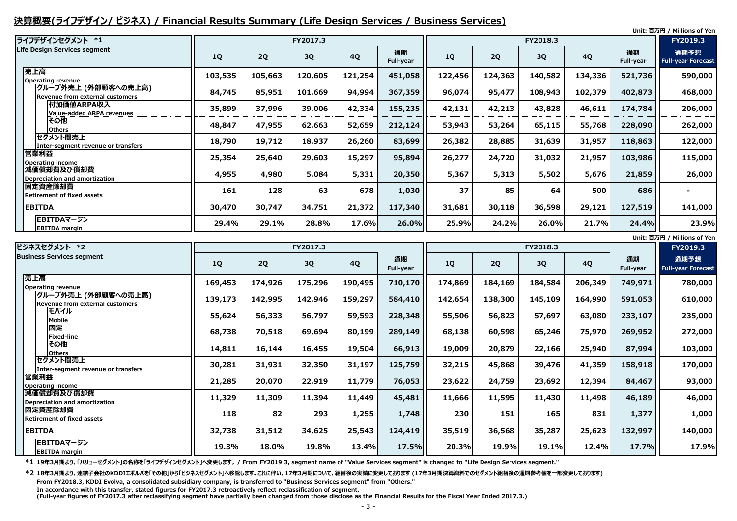## 決算概要(ライフデザイン/ ビジネス) / Financial Results Summary (Life Design Services / Business Services)

Unit: 百万円 / Millions of Yen

| ライフデザインセグメント *1 Life Design Services segment | FY2017.3 | | | | | FY2018.3 | | | | | FY2019.3 |
|---|---|---|---|---|---|---|---|---|---|---|---|
| | 1Q | 2Q | 3Q | 4Q | 通期 Full-year | 1Q | 2Q | 3Q | 4Q | 通期 Full-year | 通期予想 Full-year Forecast |
| 売上高 Operating revenue | 103,535 | 105,663 | 120,605 | 121,254 | 451,058 | 122,456 | 124,363 | 140,582 | 134,336 | 521,736 | 590,000 |
| グループ外売上 (外部顧客への売上高) Revenue from external customers | 84,745 | 85,951 | 101,669 | 94,994 | 367,359 | 96,074 | 95,477 | 108,943 | 102,379 | 402,873 | 468,000 |
| 付加価値ARPA収入 Value-added ARPA revenues | 35,899 | 37,996 | 39,006 | 42,334 | 155,235 | 42,131 | 42,213 | 43,828 | 46,611 | 174,784 | 206,000 |
| その他 Others | 48,847 | 47,955 | 62,663 | 52,659 | 212,124 | 53,943 | 53,264 | 65,115 | 55,768 | 228,090 | 262,000 |
| セグメント間売上 Inter-segment revenue or transfers | 18,790 | 19,712 | 18,937 | 26,260 | 83,699 | 26,382 | 28,885 | 31,639 | 31,957 | 118,863 | 122,000 |
| 営業利益 Operating income | 25,354 | 25,640 | 29,603 | 15,297 | 95,894 | 26,277 | 24,720 | 31,032 | 21,957 | 103,986 | 115,000 |
| 減価償却費及び償却費 Depreciation and amortization | 4,955 | 4,980 | 5,084 | 5,331 | 20,350 | 5,367 | 5,313 | 5,502 | 5,676 | 21,859 | 26,000 |
| 固定資産除却費 Retirement of fixed assets | 161 | 128 | 63 | 678 | 1,030 | 37 | 85 | 64 | 500 | 686 | - |
| EBITDA | 30,470 | 30,747 | 34,751 | 21,372 | 117,340 | 31,681 | 30,118 | 36,598 | 29,121 | 127,519 | 141,000 |
| EBITDAマージン EBITDA margin | 29.4% | 29.1% | 28.8% | 17.6% | 26.0% | 25.9% | 24.2% | 26.0% | 21.7% | 24.4% | 23.9% |

Unit: 百万円 / Millions of Yen

| ビジネスセグメント *2 Business Services segment | FY2017.3 | | | | | FY2018.3 | | | | | FY2019.3 |
|---|---|---|---|---|---|---|---|---|---|---|---|
| | 1Q | 2Q | 3Q | 4Q | 通期 Full-year | 1Q | 2Q | 3Q | 4Q | 通期 Full-year | 通期予想 Full-year Forecast |
| 売上高 Operating revenue | 169,453 | 174,926 | 175,296 | 190,495 | 710,170 | 174,869 | 184,169 | 184,584 | 206,349 | 749,971 | 780,000 |
| グループ外売上 (外部顧客への売上高) Revenue from external customers | 139,173 | 142,995 | 142,946 | 159,297 | 584,410 | 142,654 | 138,300 | 145,109 | 164,990 | 591,053 | 610,000 |
| モバイル Mobile | 55,624 | 56,333 | 56,797 | 59,593 | 228,348 | 55,506 | 56,823 | 57,697 | 63,080 | 233,107 | 235,000 |
| 固定 Fixed-line | 68,738 | 70,518 | 69,694 | 80,199 | 289,149 | 68,138 | 60,598 | 65,246 | 75,970 | 269,952 | 272,000 |
| その他 Others | 14,811 | 16,144 | 16,455 | 19,504 | 66,913 | 19,009 | 20,879 | 22,166 | 25,940 | 87,994 | 103,000 |
| セグメント間売上 Inter-segment revenue or transfers | 30,281 | 31,931 | 32,350 | 31,197 | 125,759 | 32,215 | 45,868 | 39,476 | 41,359 | 158,918 | 170,000 |
| 営業利益 Operating income | 21,285 | 20,070 | 22,919 | 11,779 | 76,053 | 23,622 | 24,759 | 23,692 | 12,394 | 84,467 | 93,000 |
| 減価償却費及び償却費 Depreciation and amortization | 11,329 | 11,309 | 11,394 | 11,449 | 45,481 | 11,666 | 11,595 | 11,430 | 11,498 | 46,189 | 46,000 |
| 固定資産除却費 Retirement of fixed assets | 118 | 82 | 293 | 1,255 | 1,748 | 230 | 151 | 165 | 831 | 1,377 | 1,000 |
| EBITDA | 32,738 | 31,512 | 34,625 | 25,543 | 124,419 | 35,519 | 36,568 | 35,287 | 25,623 | 132,997 | 140,000 |
| EBITDAマージン EBITDA margin | 19.3% | 18.0% | 19.8% | 13.4% | 17.5% | 20.3% | 19.9% | 19.1% | 12.4% | 17.7% | 17.9% |

*1 19年3月期より、「バリューセグメント」の名称を「ライフデザインセグメント」へ変更します。 / From FY2019.3, segment name of "Value Services segment" is changed to "Life Design Services segment."

*2 18年3月期より、連結子会社のKDDIエボルバを「その他」から「ビジネスセグメント」へ移管します。これに伴い、17年3月期について、組替後の実績に変更しております (17年3月期決算資料でのセグメント組替後の通期参考値を一部変更しております)
From FY2018.3, KDDI Evolva, a consolidated subsidiary company, is transferred to "Business Services segment" from "Others."
In accordance with this transfer, stated figures for FY2017.3 retroactively reflect reclassification of segment.
(Full-year figures of FY2017.3 after reclassifying segment have partially been changed from those disclose as the Financial Results for the Fiscal Year Ended 2017.3.)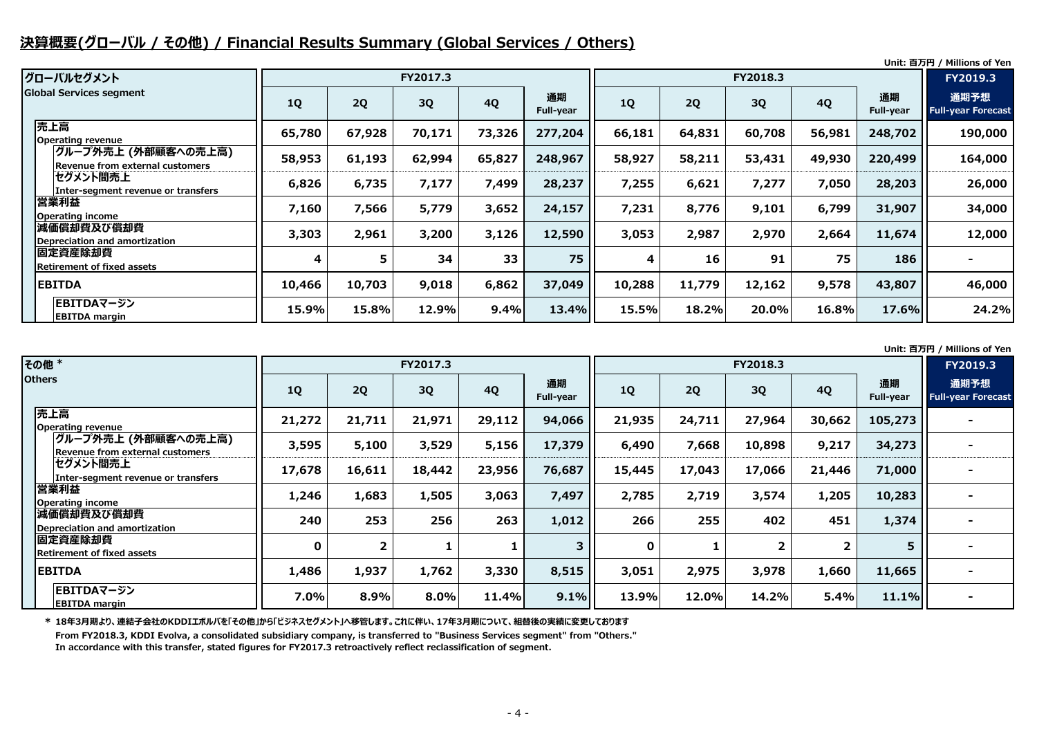# 決算概要(グローバル / その他) / Financial Results Summary (Global Services / Others)

Unit: 百万円 / Millions of Yen

| グローバルセグメント Global Services segment | FY2017.3 | | | | | FY2018.3 | | | | | FY2019.3 |
|---|---|---|---|---|---|---|---|---|---|---|---|
| | 1Q | 2Q | 3Q | 4Q | 通期 Full-year | 1Q | 2Q | 3Q | 4Q | 通期 Full-year | 通期予想 Full-year Forecast |
| 売上高 Operating revenue | 65,780 | 67,928 | 70,171 | 73,326 | 277,204 | 66,181 | 64,831 | 60,708 | 56,981 | 248,702 | 190,000 |
| グループ外売上 (外部顧客への売上高) Revenue from external customers | 58,953 | 61,193 | 62,994 | 65,827 | 248,967 | 58,927 | 58,211 | 53,431 | 49,930 | 220,499 | 164,000 |
| セグメント間売上 Inter-segment revenue or transfers | 6,826 | 6,735 | 7,177 | 7,499 | 28,237 | 7,255 | 6,621 | 7,277 | 7,050 | 28,203 | 26,000 |
| 営業利益 Operating income | 7,160 | 7,566 | 5,779 | 3,652 | 24,157 | 7,231 | 8,776 | 9,101 | 6,799 | 31,907 | 34,000 |
| 減価償却費及び償却費 Depreciation and amortization | 3,303 | 2,961 | 3,200 | 3,126 | 12,590 | 3,053 | 2,987 | 2,970 | 2,664 | 11,674 | 12,000 |
| 固定資産除却費 Retirement of fixed assets | 4 | 5 | 34 | 33 | 75 | 4 | 16 | 91 | 75 | 186 | - |
| EBITDA | 10,466 | 10,703 | 9,018 | 6,862 | 37,049 | 10,288 | 11,779 | 12,162 | 9,578 | 43,807 | 46,000 |
| EBITDAマージン EBITDA margin | 15.9% | 15.8% | 12.9% | 9.4% | 13.4% | 15.5% | 18.2% | 20.0% | 16.8% | 17.6% | 24.2% |

Unit: 百万円 / Millions of Yen

| その他 * Others | FY2017.3 | | | | | FY2018.3 | | | | | FY2019.3 |
|---|---|---|---|---|---|---|---|---|---|---|---|
| | 1Q | 2Q | 3Q | 4Q | 通期 Full-year | 1Q | 2Q | 3Q | 4Q | 通期 Full-year | 通期予想 Full-year Forecast |
| 売上高 Operating revenue | 21,272 | 21,711 | 21,971 | 29,112 | 94,066 | 21,935 | 24,711 | 27,964 | 30,662 | 105,273 | - |
| グループ外売上 (外部顧客への売上高) Revenue from external customers | 3,595 | 5,100 | 3,529 | 5,156 | 17,379 | 6,490 | 7,668 | 10,898 | 9,217 | 34,273 | - |
| セグメント間売上 Inter-segment revenue or transfers | 17,678 | 16,611 | 18,442 | 23,956 | 76,687 | 15,445 | 17,043 | 17,066 | 21,446 | 71,000 | - |
| 営業利益 Operating income | 1,246 | 1,683 | 1,505 | 3,063 | 7,497 | 2,785 | 2,719 | 3,574 | 1,205 | 10,283 | - |
| 減価償却費及び償却費 Depreciation and amortization | 240 | 253 | 256 | 263 | 1,012 | 266 | 255 | 402 | 451 | 1,374 | - |
| 固定資産除却費 Retirement of fixed assets | 0 | 2 | 1 | 1 | 3 | 0 | 1 | 2 | 2 | 5 | - |
| EBITDA | 1,486 | 1,937 | 1,762 | 3,330 | 8,515 | 3,051 | 2,975 | 3,978 | 1,660 | 11,665 | - |
| EBITDAマージン EBITDA margin | 7.0% | 8.9% | 8.0% | 11.4% | 9.1% | 13.9% | 12.0% | 14.2% | 5.4% | 11.1% | - |

\* 18年3月期より、連結子会社のKDDIエボルバを「その他」から「ビジネスセグメント」へ移管します。これに伴い、17年3月期について、組替後の実績に変更しております

From FY2018.3, KDDI Evolva, a consolidated subsidiary company, is transferred to "Business Services segment" from "Others."
In accordance with this transfer, stated figures for FY2017.3 retroactively reflect reclassification of segment.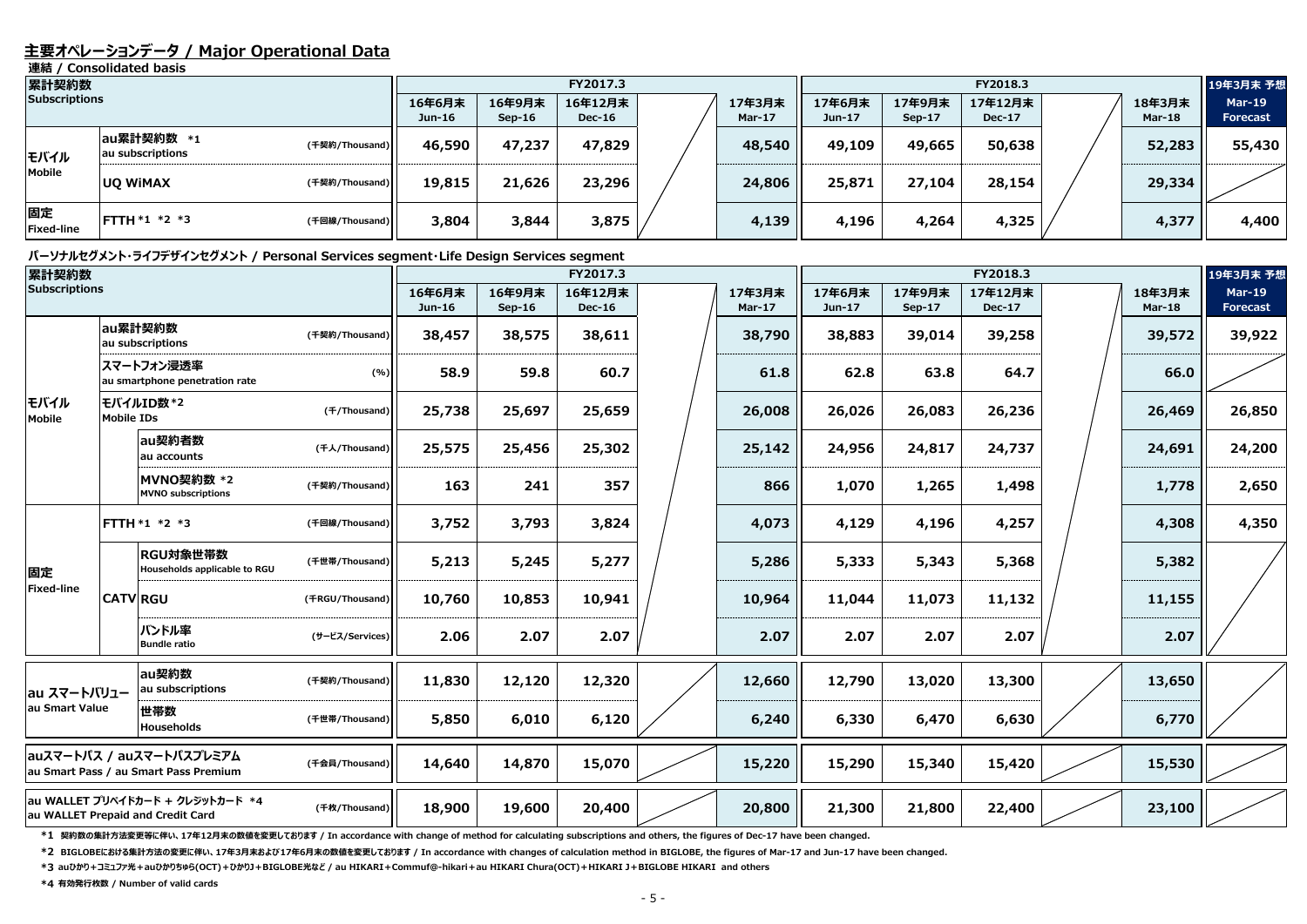## 主要オペレーションデータ / Major Operational Data

**連結 / Consolidated basis**

| 累計契約数 Subscriptions | | | FY2017.3 16年6月末 Jun-16 | 16年9月末 Sep-16 | 16年12月末 Dec-16 | | 17年3月末 Mar-17 | FY2018.3 17年6月末 Jun-17 | 17年9月末 Sep-17 | 17年12月末 Dec-17 | | 18年3月末 Mar-18 | 19年3月末 予想 Mar-19 Forecast |
|---|---|---|---|---|---|---|---|---|---|---|---|---|---|
| モバイル Mobile | au累計契約数 *1 au subscriptions | (千契約/Thousand) | 46,590 | 47,237 | 47,829 | | 48,540 | 49,109 | 49,665 | 50,638 | | 52,283 | 55,430 |
| | UQ WiMAX | (千契約/Thousand) | 19,815 | 21,626 | 23,296 | | 24,806 | 25,871 | 27,104 | 28,154 | | 29,334 | |
| 固定 Fixed-line | FTTH *1 *2 *3 | (千回線/Thousand) | 3,804 | 3,844 | 3,875 | | 4,139 | 4,196 | 4,264 | 4,325 | | 4,377 | 4,400 |

**パーソナルセグメント･ライフデザインセグメント / Personal Services segment･Life Design Services segment**

| 累計契約数 Subscriptions | | | | FY2017.3 16年6月末 Jun-16 | 16年9月末 Sep-16 | 16年12月末 Dec-16 | | 17年3月末 Mar-17 | FY2018.3 17年6月末 Jun-17 | 17年9月末 Sep-17 | 17年12月末 Dec-17 | | 18年3月末 Mar-18 | 19年3月末 予想 Mar-19 Forecast |
|---|---|---|---|---|---|---|---|---|---|---|---|---|---|---|
| モバイル Mobile | au累計契約数 au subscriptions | | (千契約/Thousand) | 38,457 | 38,575 | 38,611 | | 38,790 | 38,883 | 39,014 | 39,258 | | 39,572 | 39,922 |
| | スマートフォン浸透率 au smartphone penetration rate | | (%) | 58.9 | 59.8 | 60.7 | | 61.8 | 62.8 | 63.8 | 64.7 | | 66.0 | |
| | モバイルID数 *2 Mobile IDs | | (千/Thousand) | 25,738 | 25,697 | 25,659 | | 26,008 | 26,026 | 26,083 | 26,236 | | 26,469 | 26,850 |
| | | au契約者数 au accounts | (千人/Thousand) | 25,575 | 25,456 | 25,302 | | 25,142 | 24,956 | 24,817 | 24,737 | | 24,691 | 24,200 |
| | | MVNO契約数 *2 MVNO subscriptions | (千契約/Thousand) | 163 | 241 | 357 | | 866 | 1,070 | 1,265 | 1,498 | | 1,778 | 2,650 |
| 固定 Fixed-line | FTTH *1 *2 *3 | | (千回線/Thousand) | 3,752 | 3,793 | 3,824 | | 4,073 | 4,129 | 4,196 | 4,257 | | 4,308 | 4,350 |
| | CATV | RGU対象世帯数 Households applicable to RGU | (千世帯/Thousand) | 5,213 | 5,245 | 5,277 | | 5,286 | 5,333 | 5,343 | 5,368 | | 5,382 | |
| | CATV | RGU | (千RGU/Thousand) | 10,760 | 10,853 | 10,941 | | 10,964 | 11,044 | 11,073 | 11,132 | | 11,155 | |
| | CATV | バンドル率 Bundle ratio | (サービス/Services) | 2.06 | 2.07 | 2.07 | | 2.07 | 2.07 | 2.07 | 2.07 | | 2.07 | |
| au スマートバリュー au Smart Value | | au契約数 au subscriptions | (千契約/Thousand) | 11,830 | 12,120 | 12,320 | | 12,660 | 12,790 | 13,020 | 13,300 | | 13,650 | |
| | | 世帯数 Households | (千世帯/Thousand) | 5,850 | 6,010 | 6,120 | | 6,240 | 6,330 | 6,470 | 6,630 | | 6,770 | |
| auスマートパス / auスマートパスプレミアム au Smart Pass / au Smart Pass Premium | | | (千会員/Thousand) | 14,640 | 14,870 | 15,070 | | 15,220 | 15,290 | 15,340 | 15,420 | | 15,530 | |
| au WALLET プリペイドカード + クレジットカード *4 au WALLET Prepaid and Credit Card | | | (千枚/Thousand) | 18,900 | 19,600 | 20,400 | | 20,800 | 21,300 | 21,800 | 22,400 | | 23,100 | |

*1 契約数の集計方法変更等に伴い、17年12月末の数値を変更しております / In accordance with change of method for calculating subscriptions and others, the figures of Dec-17 have been changed.

*2 BIGLOBEにおける集計方法の変更に伴い、17年3月末および17年6月末の数値を変更しております / In accordance with changes of calculation method in BIGLOBE, the figures of Mar-17 and Jun-17 have been changed.

*3 auひかり+コミュファ光+auひかりちゅら(OCT)+ひかりJ+BIGLOBE光など / au HIKARI+Commuf@-hikari+au HIKARI Chura(OCT)+HIKARI J+BIGLOBE HIKARI and others

*4 有効発行枚数 / Number of valid cards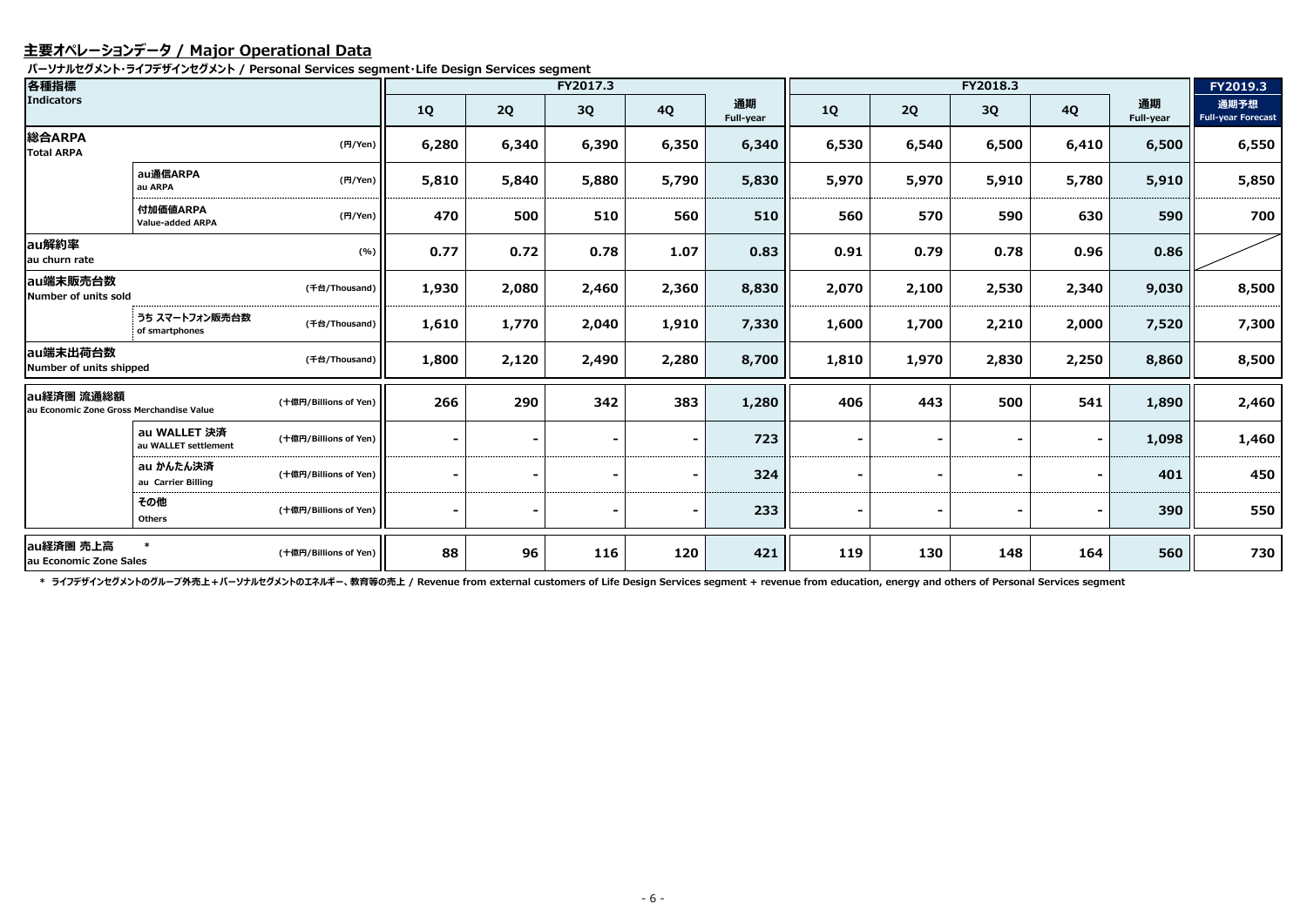# 主要オペレーションデータ / Major Operational Data

**パーソナルセグメント・ライフデザインセグメント / Personal Services segment・Life Design Services segment**

| 各種指標 Indicators | | | FY2017.3 | | | | | FY2018.3 | | | | | FY2019.3 |
|---|---|---|---|---|---|---|---|---|---|---|---|---|---|
| | | | 1Q | 2Q | 3Q | 4Q | 通期 Full-year | 1Q | 2Q | 3Q | 4Q | 通期 Full-year | 通期予想 Full-year Forecast |
| 総合ARPA Total ARPA | | (円/Yen) | 6,280 | 6,340 | 6,390 | 6,350 | 6,340 | 6,530 | 6,540 | 6,500 | 6,410 | 6,500 | 6,550 |
| | au通信ARPA au ARPA | (円/Yen) | 5,810 | 5,840 | 5,880 | 5,790 | 5,830 | 5,970 | 5,970 | 5,910 | 5,780 | 5,910 | 5,850 |
| | 付加価値ARPA Value-added ARPA | (円/Yen) | 470 | 500 | 510 | 560 | 510 | 560 | 570 | 590 | 630 | 590 | 700 |
| au解約率 au churn rate | | (%) | 0.77 | 0.72 | 0.78 | 1.07 | 0.83 | 0.91 | 0.79 | 0.78 | 0.96 | 0.86 | |
| au端末販売台数 Number of units sold | | (千台/Thousand) | 1,930 | 2,080 | 2,460 | 2,360 | 8,830 | 2,070 | 2,100 | 2,530 | 2,340 | 9,030 | 8,500 |
| | うち スマートフォン販売台数 of smartphones | (千台/Thousand) | 1,610 | 1,770 | 2,040 | 1,910 | 7,330 | 1,600 | 1,700 | 2,210 | 2,000 | 7,520 | 7,300 |
| au端末出荷台数 Number of units shipped | | (千台/Thousand) | 1,800 | 2,120 | 2,490 | 2,280 | 8,700 | 1,810 | 1,970 | 2,830 | 2,250 | 8,860 | 8,500 |
| au経済圏 流通総額 au Economic Zone Gross Merchandise Value | | (十億円/Billions of Yen) | 266 | 290 | 342 | 383 | 1,280 | 406 | 443 | 500 | 541 | 1,890 | 2,460 |
| | au WALLET 決済 au WALLET settlement | (十億円/Billions of Yen) | - | - | - | - | 723 | - | - | - | - | 1,098 | 1,460 |
| | au かんたん決済 au Carrier Billing | (十億円/Billions of Yen) | - | - | - | - | 324 | - | - | - | - | 401 | 450 |
| | その他 Others | (十億円/Billions of Yen) | - | - | - | - | 233 | - | - | - | - | 390 | 550 |
| au経済圏 売上高 * au Economic Zone Sales | | (十億円/Billions of Yen) | 88 | 96 | 116 | 120 | 421 | 119 | 130 | 148 | 164 | 560 | 730 |

\* ライフデザインセグメントのグループ外売上＋パーソナルセグメントのエネルギー、教育等の売上 / Revenue from external customers of Life Design Services segment + revenue from education, energy and others of Personal Services segment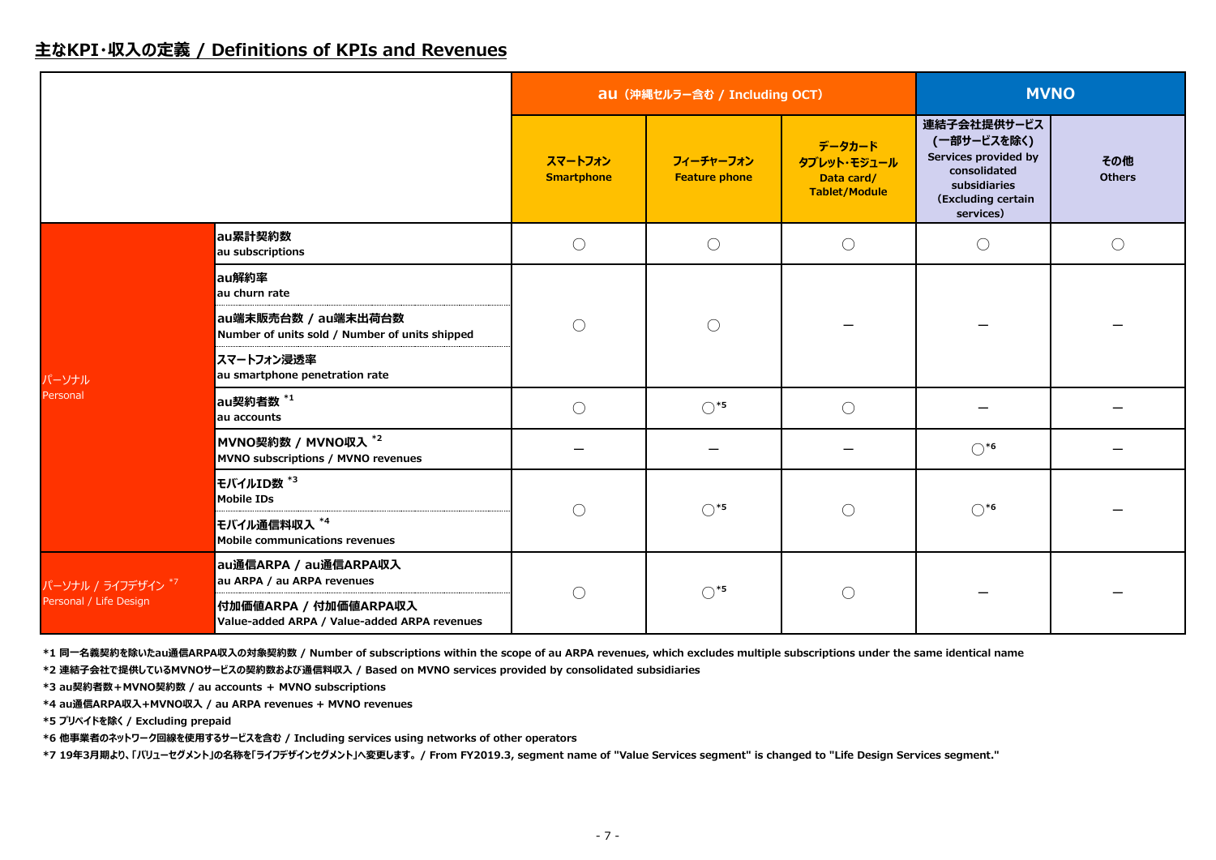## 主なKPI･収入の定義 / Definitions of KPIs and Revenues

| | | au（沖縄セルラー含む / Including OCT) | | | MVNO | |
|---|---|---|---|---|---|---|
| | | スマートフォン Smartphone | フィーチャーフォン Feature phone | データカード タブレット･モジュール Data card/ Tablet/Module | 連結子会社提供サービス (一部サービスを除く) Services provided by consolidated subsidiaries (Excluding certain services) | その他 Others |
| パーソナル Personal | au累計契約数 au subscriptions | ○ | ○ | ○ | ○ | ○ |
| | au解約率 au churn rate | ○ | ○ | – | – | – |
| | au端末販売台数 / au端末出荷台数 Number of units sold / Number of units shipped | | | | | |
| | スマートフォン浸透率 au smartphone penetration rate | | | | | |
| | au契約者数 [*1] au accounts | ○ | ○[*5] | ○ | – | – |
| | MVNO契約数 / MVNO収入 [*2] MVNO subscriptions / MVNO revenues | – | – | – | ○[*6] | – |
| | モバイルID数 [*3] Mobile IDs | ○ | ○[*5] | ○ | ○[*6] | – |
| | モバイル通信料収入 [*4] Mobile communications revenues | | | | | |
| パーソナル / ライフデザイン [*7] Personal / Life Design | au通信ARPA / au通信ARPA収入 au ARPA / au ARPA revenues | ○ | ○[*5] | ○ | – | – |
| | 付加価値ARPA / 付加価値ARPA収入 Value-added ARPA / Value-added ARPA revenues | | | | | |

*1 同一名義契約を除いたau通信ARPA収入の対象契約数 / Number of subscriptions within the scope of au ARPA revenues, which excludes multiple subscriptions under the same identical name

*2 連結子会社で提供しているMVNOサービスの契約数および通信料収入 / Based on MVNO services provided by consolidated subsidiaries

*3 au契約者数＋MVNO契約数 / au accounts + MVNO subscriptions

*4 au通信ARPA収入＋MVNO収入 / au ARPA revenues + MVNO revenues

*5 プリペイドを除く / Excluding prepaid

*6 他事業者のネットワーク回線を使用するサービスを含む / Including services using networks of other operators

*7 19年3月期より、｢バリューセグメント｣の名称を｢ライフデザインセグメント｣へ変更します。 / From FY2019.3, segment name of "Value Services segment" is changed to "Life Design Services segment."